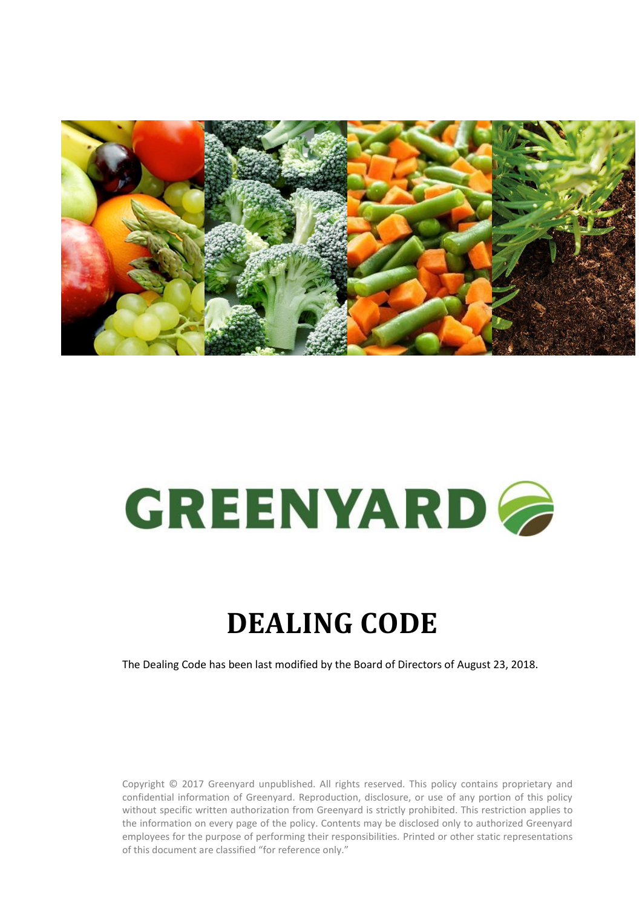GREENYARD

# DEALING CODE

The Dealing Code has been last modified by the Board of Directors of August 23, 2018.

Copyright © 2017 Greenyard unpublished. All rights reserved. This policy contains proprietary and confidential information of Greenyard. Reproduction, disclosure, or use of any portion of this policy without specific written authorization from Greenyard is strictly prohibited. This restriction applies to the information on every page of the policy. Contents may be disclosed only to authorized Greenyard employees for the purpose of performing their responsibilities. Printed or other static representations of this document are classified "for reference only."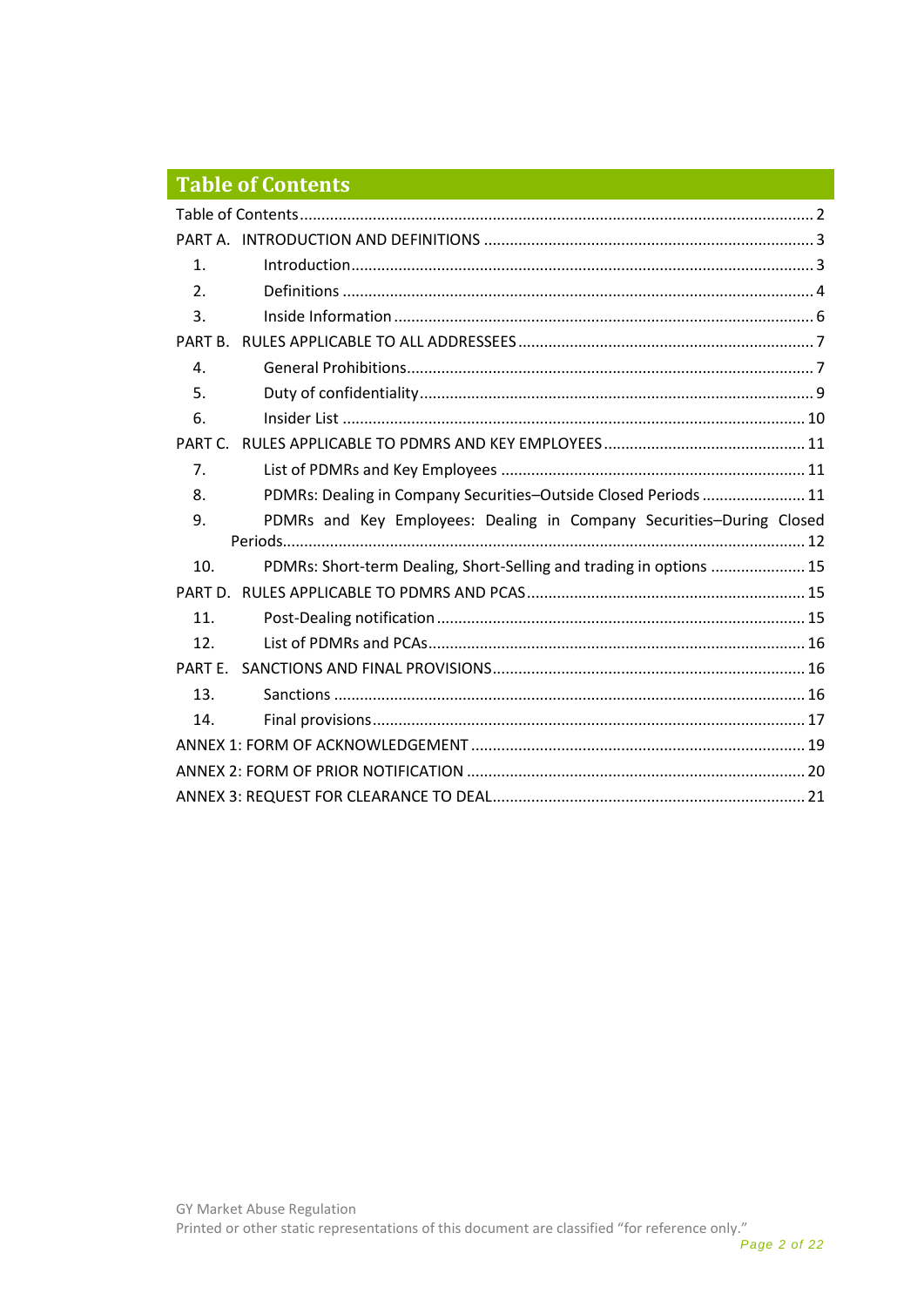# Table of Contents

Table of Contents ........................................................................................................ 2

PART A. INTRODUCTION AND DEFINITIONS ............................................................................ 3

1. Introduction ........................................................................................................ 3
2. Definitions ........................................................................................................ 4
3. Inside Information ........................................................................................................ 6

PART B. RULES APPLICABLE TO ALL ADDRESSEES ........................................................................ 7

4. General Prohibitions ........................................................................................................ 7
5. Duty of confidentiality ........................................................................................................ 9
6. Insider List ........................................................................................................ 10

PART C. RULES APPLICABLE TO PDMRS AND KEY EMPLOYEES ............................................ 11

7. List of PDMRs and Key Employees ........................................................................ 11
8. PDMRs: Dealing in Company Securities–Outside Closed Periods ........................ 11
9. PDMRs and Key Employees: Dealing in Company Securities–During Closed Periods ........................................................................................................ 12
10. PDMRs: Short-term Dealing, Short-Selling and trading in options ...................... 15

PART D. RULES APPLICABLE TO PDMRS AND PCAS ........................................................................ 15

11. Post-Dealing notification ........................................................................................................ 15
12. List of PDMRs and PCAs ........................................................................................................ 16

PART E. SANCTIONS AND FINAL PROVISIONS ........................................................................ 16

13. Sanctions ........................................................................................................ 16
14. Final provisions ........................................................................................................ 17

ANNEX 1: FORM OF ACKNOWLEDGEMENT ........................................................................ 19

ANNEX 2: FORM OF PRIOR NOTIFICATION ........................................................................ 20

ANNEX 3: REQUEST FOR CLEARANCE TO DEAL ........................................................................ 21

GY Market Abuse Regulation
Printed or other static representations of this document are classified "for reference only."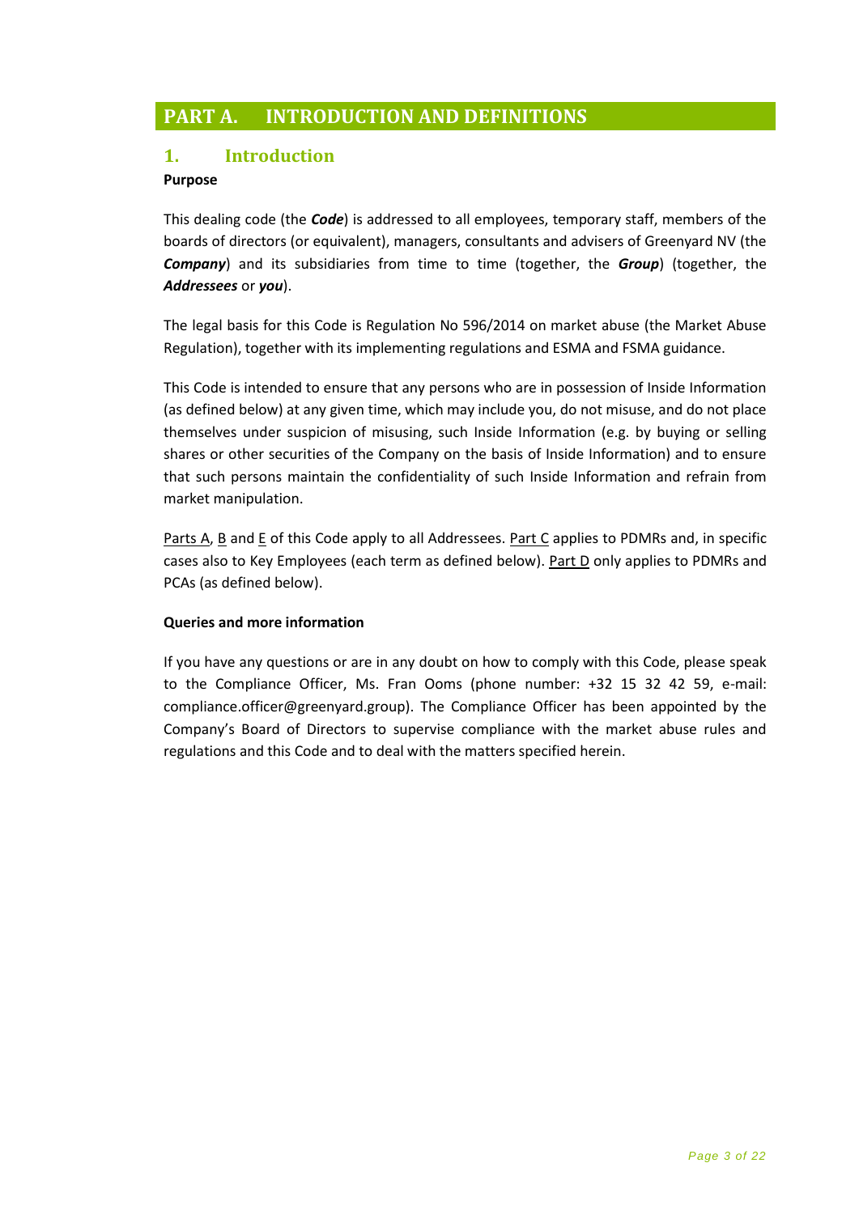# PART A. INTRODUCTION AND DEFINITIONS

## 1. Introduction

**Purpose**

This dealing code (the ***Code***) is addressed to all employees, temporary staff, members of the boards of directors (or equivalent), managers, consultants and advisers of Greenyard NV (the ***Company***) and its subsidiaries from time to time (together, the ***Group***) (together, the ***Addressees*** or ***you***).

The legal basis for this Code is Regulation No 596/2014 on market abuse (the Market Abuse Regulation), together with its implementing regulations and ESMA and FSMA guidance.

This Code is intended to ensure that any persons who are in possession of Inside Information (as defined below) at any given time, which may include you, do not misuse, and do not place themselves under suspicion of misusing, such Inside Information (e.g. by buying or selling shares or other securities of the Company on the basis of Inside Information) and to ensure that such persons maintain the confidentiality of such Inside Information and refrain from market manipulation.

Parts A, B and E of this Code apply to all Addressees. Part C applies to PDMRs and, in specific cases also to Key Employees (each term as defined below). Part D only applies to PDMRs and PCAs (as defined below).

**Queries and more information**

If you have any questions or are in any doubt on how to comply with this Code, please speak to the Compliance Officer, Ms. Fran Ooms (phone number: +32 15 32 42 59, e-mail: compliance.officer@greenyard.group). The Compliance Officer has been appointed by the Company's Board of Directors to supervise compliance with the market abuse rules and regulations and this Code and to deal with the matters specified herein.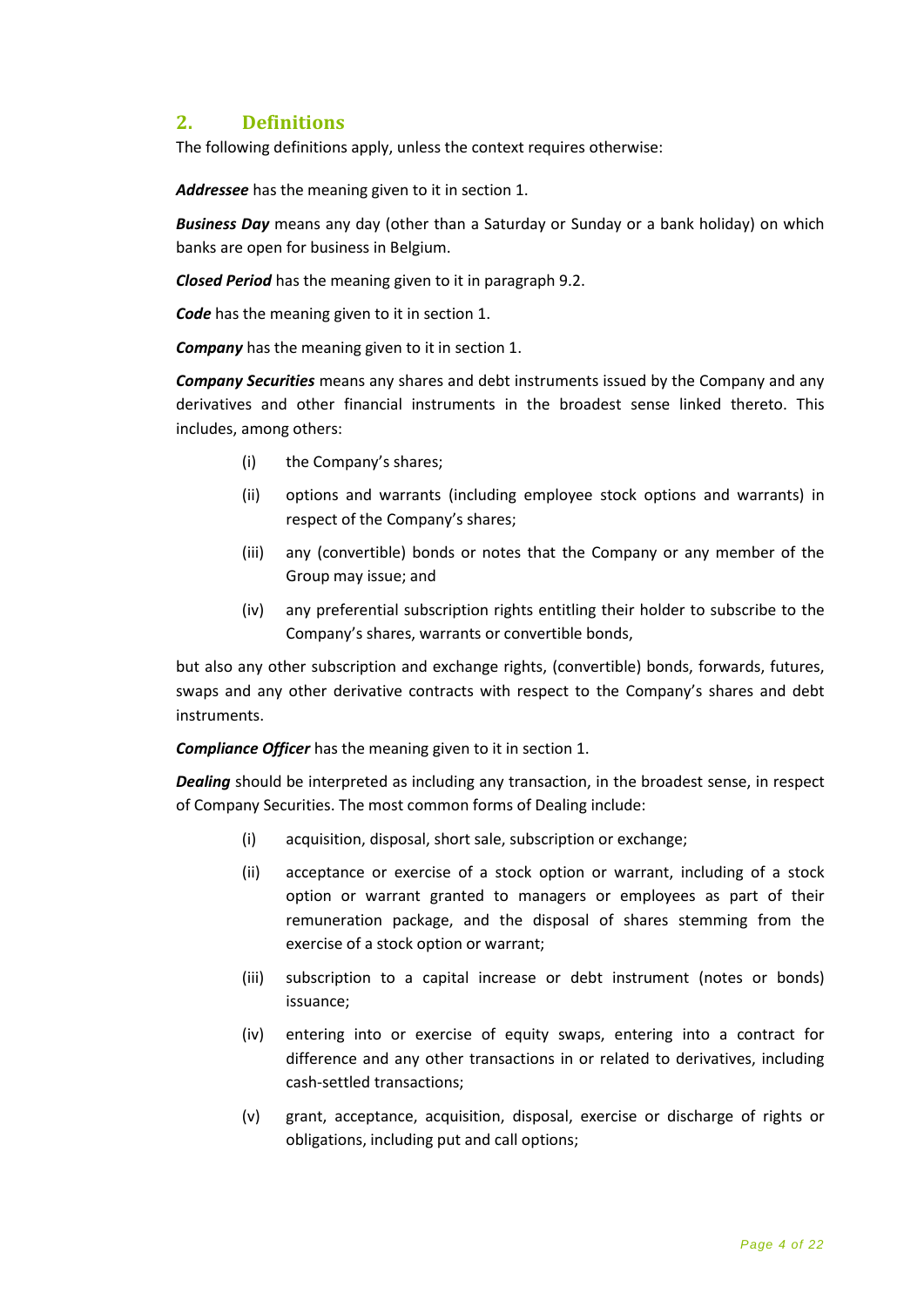## 2. Definitions

The following definitions apply, unless the context requires otherwise:

***Addressee*** has the meaning given to it in section 1.

***Business Day*** means any day (other than a Saturday or Sunday or a bank holiday) on which banks are open for business in Belgium.

***Closed Period*** has the meaning given to it in paragraph 9.2.

***Code*** has the meaning given to it in section 1.

***Company*** has the meaning given to it in section 1.

***Company Securities*** means any shares and debt instruments issued by the Company and any derivatives and other financial instruments in the broadest sense linked thereto. This includes, among others:

- (i) the Company's shares;
- (ii) options and warrants (including employee stock options and warrants) in respect of the Company's shares;
- (iii) any (convertible) bonds or notes that the Company or any member of the Group may issue; and
- (iv) any preferential subscription rights entitling their holder to subscribe to the Company's shares, warrants or convertible bonds,

but also any other subscription and exchange rights, (convertible) bonds, forwards, futures, swaps and any other derivative contracts with respect to the Company's shares and debt instruments.

***Compliance Officer*** has the meaning given to it in section 1.

***Dealing*** should be interpreted as including any transaction, in the broadest sense, in respect of Company Securities. The most common forms of Dealing include:

- (i) acquisition, disposal, short sale, subscription or exchange;
- (ii) acceptance or exercise of a stock option or warrant, including of a stock option or warrant granted to managers or employees as part of their remuneration package, and the disposal of shares stemming from the exercise of a stock option or warrant;
- (iii) subscription to a capital increase or debt instrument (notes or bonds) issuance;
- (iv) entering into or exercise of equity swaps, entering into a contract for difference and any other transactions in or related to derivatives, including cash-settled transactions;
- (v) grant, acceptance, acquisition, disposal, exercise or discharge of rights or obligations, including put and call options;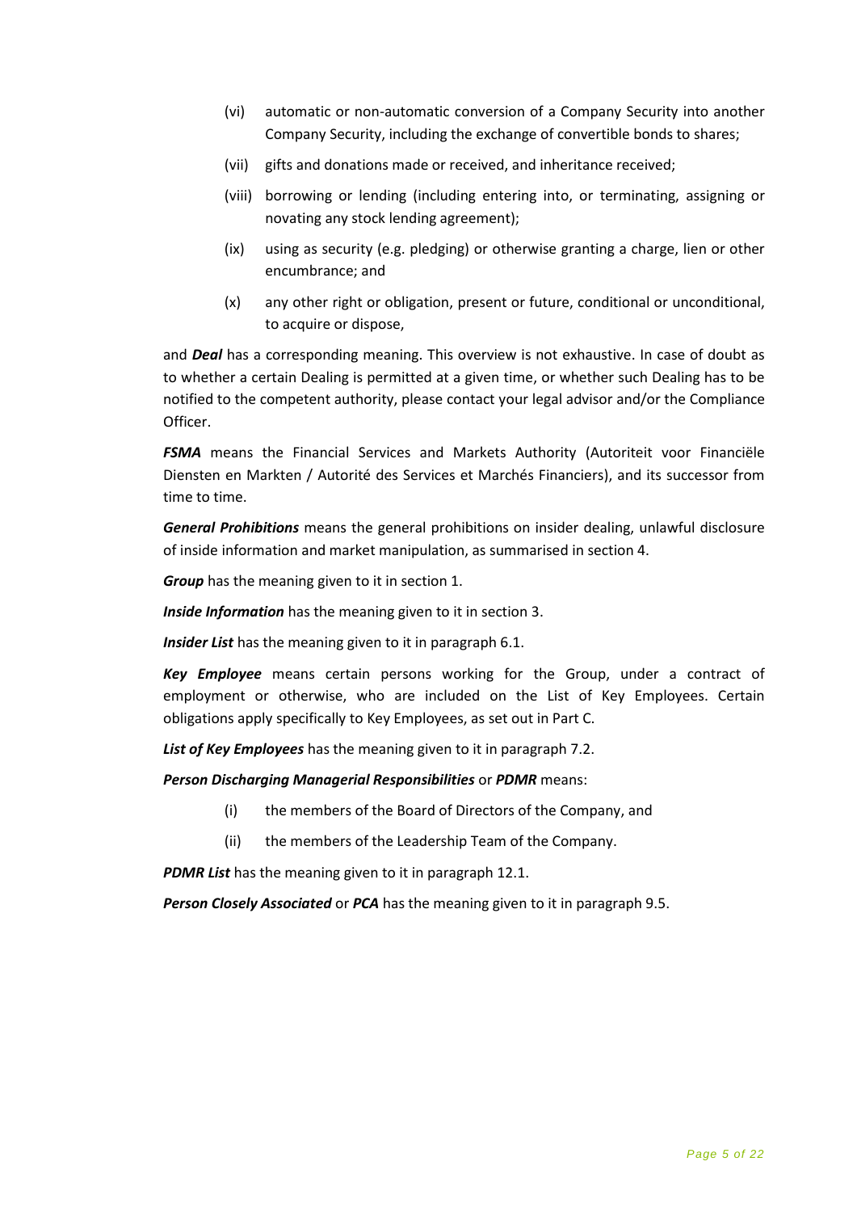(vi) automatic or non-automatic conversion of a Company Security into another Company Security, including the exchange of convertible bonds to shares;

(vii) gifts and donations made or received, and inheritance received;

(viii) borrowing or lending (including entering into, or terminating, assigning or novating any stock lending agreement);

(ix) using as security (e.g. pledging) or otherwise granting a charge, lien or other encumbrance; and

(x) any other right or obligation, present or future, conditional or unconditional, to acquire or dispose,

and ***Deal*** has a corresponding meaning. This overview is not exhaustive. In case of doubt as to whether a certain Dealing is permitted at a given time, or whether such Dealing has to be notified to the competent authority, please contact your legal advisor and/or the Compliance Officer.

***FSMA*** means the Financial Services and Markets Authority (Autoriteit voor Financiële Diensten en Markten / Autorité des Services et Marchés Financiers), and its successor from time to time.

***General Prohibitions*** means the general prohibitions on insider dealing, unlawful disclosure of inside information and market manipulation, as summarised in section 4.

***Group*** has the meaning given to it in section 1.

***Inside Information*** has the meaning given to it in section 3.

***Insider List*** has the meaning given to it in paragraph 6.1.

***Key Employee*** means certain persons working for the Group, under a contract of employment or otherwise, who are included on the List of Key Employees. Certain obligations apply specifically to Key Employees, as set out in Part C.

***List of Key Employees*** has the meaning given to it in paragraph 7.2.

***Person Discharging Managerial Responsibilities*** or ***PDMR*** means:

(i) the members of the Board of Directors of the Company, and

(ii) the members of the Leadership Team of the Company.

***PDMR List*** has the meaning given to it in paragraph 12.1.

***Person Closely Associated*** or ***PCA*** has the meaning given to it in paragraph 9.5.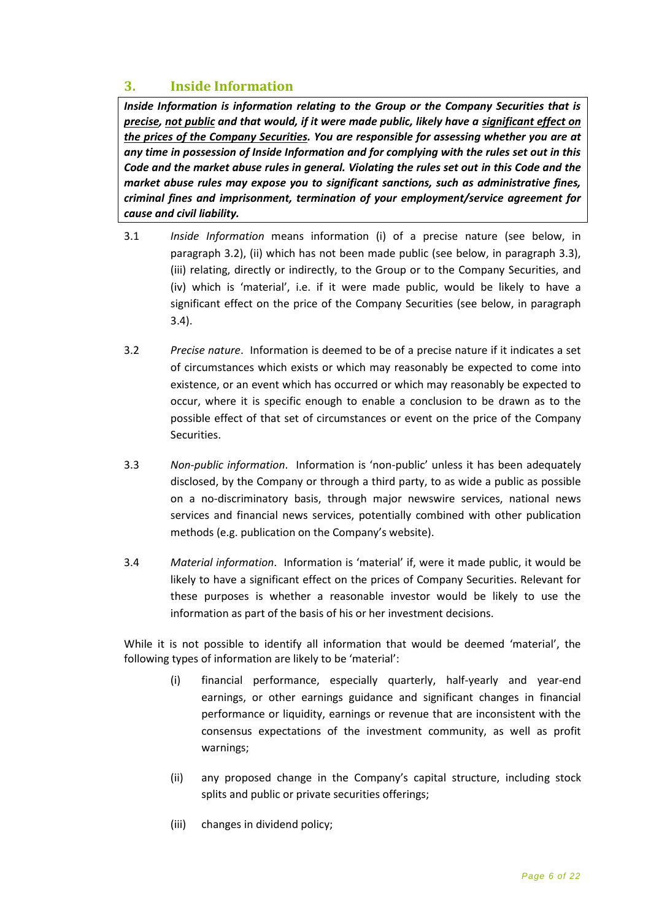## 3. Inside Information

***Inside Information is information relating to the Group or the Company Securities that is <u>precise</u>, <u>not public</u> and that would, if it were made public, likely have a <u>significant effect on the prices of the Company Securities</u>. You are responsible for assessing whether you are at any time in possession of Inside Information and for complying with the rules set out in this Code and the market abuse rules in general. Violating the rules set out in this Code and the market abuse rules may expose you to significant sanctions, such as administrative fines, criminal fines and imprisonment, termination of your employment/service agreement for cause and civil liability.***

3.1 *Inside Information* means information (i) of a precise nature (see below, in paragraph 3.2), (ii) which has not been made public (see below, in paragraph 3.3), (iii) relating, directly or indirectly, to the Group or to the Company Securities, and (iv) which is 'material', i.e. if it were made public, would be likely to have a significant effect on the price of the Company Securities (see below, in paragraph 3.4).

3.2 *Precise nature*. Information is deemed to be of a precise nature if it indicates a set of circumstances which exists or which may reasonably be expected to come into existence, or an event which has occurred or which may reasonably be expected to occur, where it is specific enough to enable a conclusion to be drawn as to the possible effect of that set of circumstances or event on the price of the Company Securities.

3.3 *Non-public information*. Information is 'non-public' unless it has been adequately disclosed, by the Company or through a third party, to as wide a public as possible on a no-discriminatory basis, through major newswire services, national news services and financial news services, potentially combined with other publication methods (e.g. publication on the Company's website).

3.4 *Material information*. Information is 'material' if, were it made public, it would be likely to have a significant effect on the prices of Company Securities. Relevant for these purposes is whether a reasonable investor would be likely to use the information as part of the basis of his or her investment decisions.

While it is not possible to identify all information that would be deemed 'material', the following types of information are likely to be 'material':

(i) financial performance, especially quarterly, half-yearly and year-end earnings, or other earnings guidance and significant changes in financial performance or liquidity, earnings or revenue that are inconsistent with the consensus expectations of the investment community, as well as profit warnings;

(ii) any proposed change in the Company's capital structure, including stock splits and public or private securities offerings;

(iii) changes in dividend policy;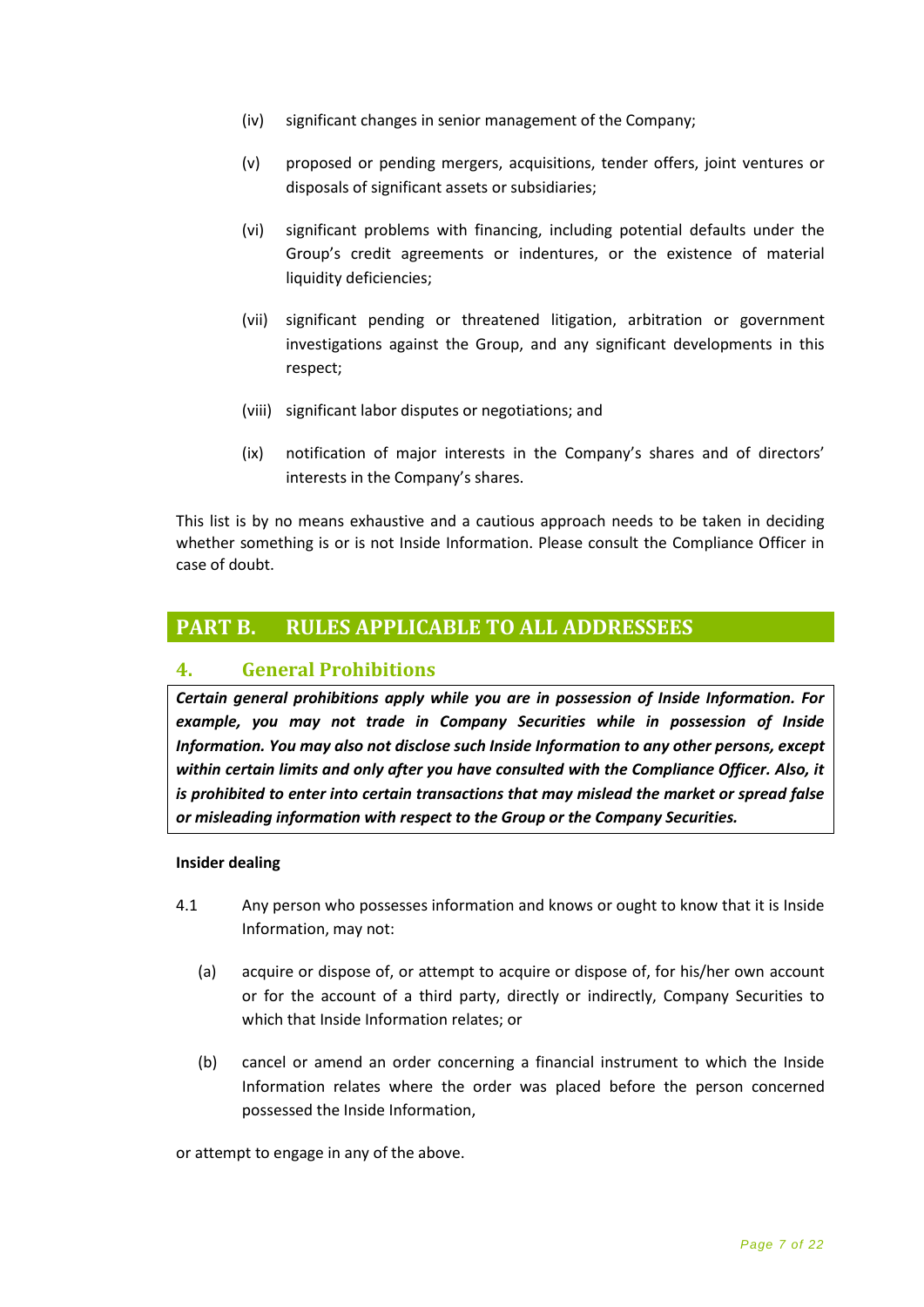(iv) significant changes in senior management of the Company;

(v) proposed or pending mergers, acquisitions, tender offers, joint ventures or disposals of significant assets or subsidiaries;

(vi) significant problems with financing, including potential defaults under the Group's credit agreements or indentures, or the existence of material liquidity deficiencies;

(vii) significant pending or threatened litigation, arbitration or government investigations against the Group, and any significant developments in this respect;

(viii) significant labor disputes or negotiations; and

(ix) notification of major interests in the Company's shares and of directors' interests in the Company's shares.

This list is by no means exhaustive and a cautious approach needs to be taken in deciding whether something is or is not Inside Information. Please consult the Compliance Officer in case of doubt.

## PART B. RULES APPLICABLE TO ALL ADDRESSEES

### 4. General Prohibitions

***Certain general prohibitions apply while you are in possession of Inside Information. For example, you may not trade in Company Securities while in possession of Inside Information. You may also not disclose such Inside Information to any other persons, except within certain limits and only after you have consulted with the Compliance Officer. Also, it is prohibited to enter into certain transactions that may mislead the market or spread false or misleading information with respect to the Group or the Company Securities.***

**Insider dealing**

4.1 Any person who possesses information and knows or ought to know that it is Inside Information, may not:

(a) acquire or dispose of, or attempt to acquire or dispose of, for his/her own account or for the account of a third party, directly or indirectly, Company Securities to which that Inside Information relates; or

(b) cancel or amend an order concerning a financial instrument to which the Inside Information relates where the order was placed before the person concerned possessed the Inside Information,

or attempt to engage in any of the above.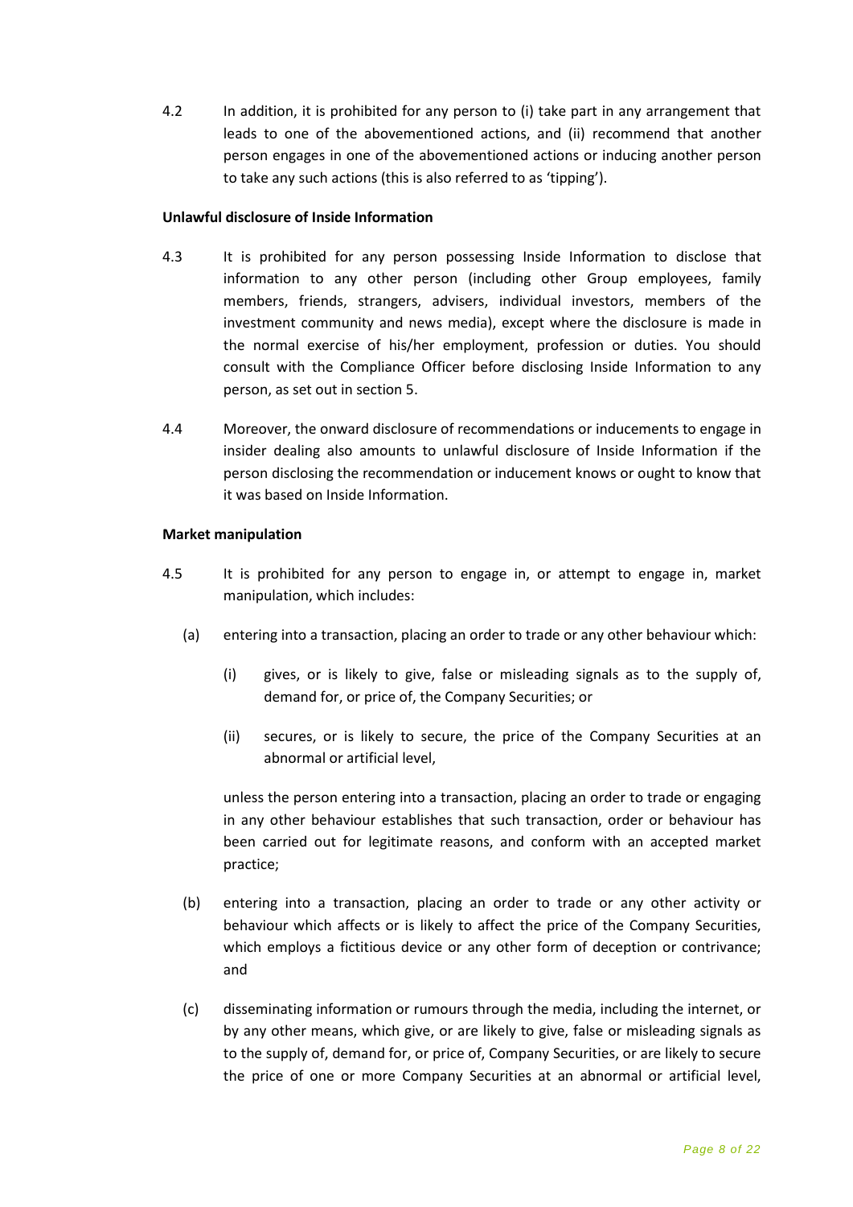4.2 In addition, it is prohibited for any person to (i) take part in any arrangement that leads to one of the abovementioned actions, and (ii) recommend that another person engages in one of the abovementioned actions or inducing another person to take any such actions (this is also referred to as 'tipping').

**Unlawful disclosure of Inside Information**

4.3 It is prohibited for any person possessing Inside Information to disclose that information to any other person (including other Group employees, family members, friends, strangers, advisers, individual investors, members of the investment community and news media), except where the disclosure is made in the normal exercise of his/her employment, profession or duties. You should consult with the Compliance Officer before disclosing Inside Information to any person, as set out in section 5.

4.4 Moreover, the onward disclosure of recommendations or inducements to engage in insider dealing also amounts to unlawful disclosure of Inside Information if the person disclosing the recommendation or inducement knows or ought to know that it was based on Inside Information.

**Market manipulation**

4.5 It is prohibited for any person to engage in, or attempt to engage in, market manipulation, which includes:

(a) entering into a transaction, placing an order to trade or any other behaviour which:

(i) gives, or is likely to give, false or misleading signals as to the supply of, demand for, or price of, the Company Securities; or

(ii) secures, or is likely to secure, the price of the Company Securities at an abnormal or artificial level,

unless the person entering into a transaction, placing an order to trade or engaging in any other behaviour establishes that such transaction, order or behaviour has been carried out for legitimate reasons, and conform with an accepted market practice;

(b) entering into a transaction, placing an order to trade or any other activity or behaviour which affects or is likely to affect the price of the Company Securities, which employs a fictitious device or any other form of deception or contrivance; and

(c) disseminating information or rumours through the media, including the internet, or by any other means, which give, or are likely to give, false or misleading signals as to the supply of, demand for, or price of, Company Securities, or are likely to secure the price of one or more Company Securities at an abnormal or artificial level,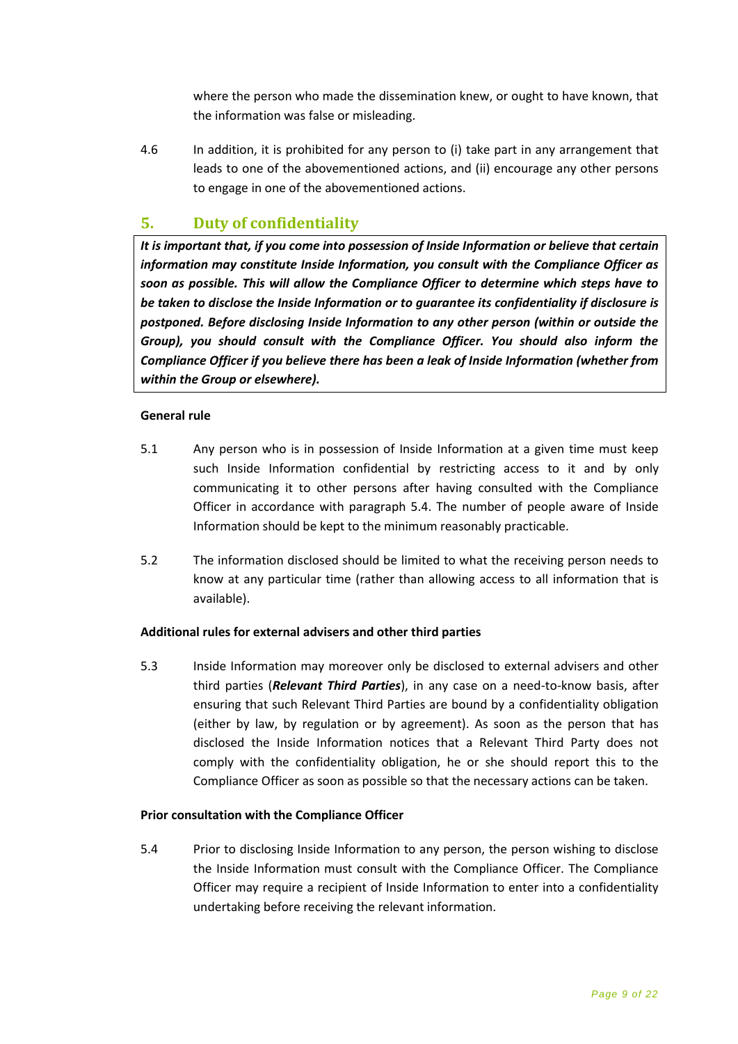where the person who made the dissemination knew, or ought to have known, that the information was false or misleading.

4.6 In addition, it is prohibited for any person to (i) take part in any arrangement that leads to one of the abovementioned actions, and (ii) encourage any other persons to engage in one of the abovementioned actions.

## 5. Duty of confidentiality

***It is important that, if you come into possession of Inside Information or believe that certain information may constitute Inside Information, you consult with the Compliance Officer as soon as possible. This will allow the Compliance Officer to determine which steps have to be taken to disclose the Inside Information or to guarantee its confidentiality if disclosure is postponed. Before disclosing Inside Information to any other person (within or outside the Group), you should consult with the Compliance Officer. You should also inform the Compliance Officer if you believe there has been a leak of Inside Information (whether from within the Group or elsewhere).***

**General rule**

5.1 Any person who is in possession of Inside Information at a given time must keep such Inside Information confidential by restricting access to it and by only communicating it to other persons after having consulted with the Compliance Officer in accordance with paragraph 5.4. The number of people aware of Inside Information should be kept to the minimum reasonably practicable.

5.2 The information disclosed should be limited to what the receiving person needs to know at any particular time (rather than allowing access to all information that is available).

**Additional rules for external advisers and other third parties**

5.3 Inside Information may moreover only be disclosed to external advisers and other third parties (***Relevant Third Parties***), in any case on a need-to-know basis, after ensuring that such Relevant Third Parties are bound by a confidentiality obligation (either by law, by regulation or by agreement). As soon as the person that has disclosed the Inside Information notices that a Relevant Third Party does not comply with the confidentiality obligation, he or she should report this to the Compliance Officer as soon as possible so that the necessary actions can be taken.

**Prior consultation with the Compliance Officer**

5.4 Prior to disclosing Inside Information to any person, the person wishing to disclose the Inside Information must consult with the Compliance Officer. The Compliance Officer may require a recipient of Inside Information to enter into a confidentiality undertaking before receiving the relevant information.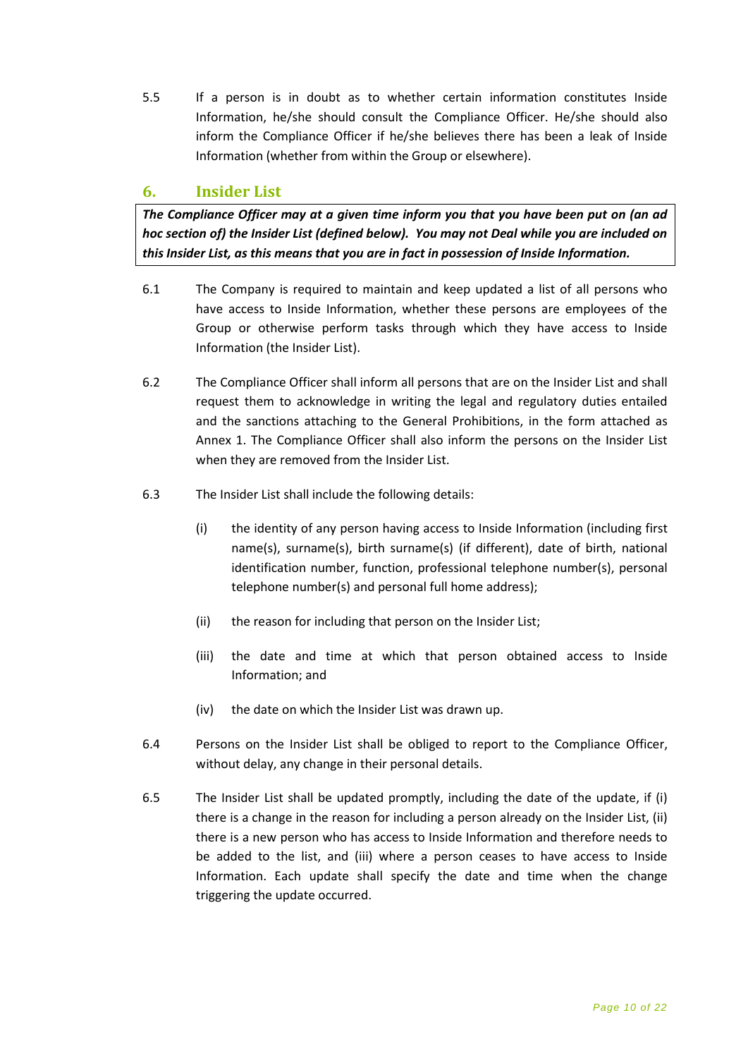5.5 If a person is in doubt as to whether certain information constitutes Inside Information, he/she should consult the Compliance Officer. He/she should also inform the Compliance Officer if he/she believes there has been a leak of Inside Information (whether from within the Group or elsewhere).

## 6. Insider List

***The Compliance Officer may at a given time inform you that you have been put on (an ad hoc section of) the Insider List (defined below). You may not Deal while you are included on this Insider List, as this means that you are in fact in possession of Inside Information.***

6.1 The Company is required to maintain and keep updated a list of all persons who have access to Inside Information, whether these persons are employees of the Group or otherwise perform tasks through which they have access to Inside Information (the Insider List).

6.2 The Compliance Officer shall inform all persons that are on the Insider List and shall request them to acknowledge in writing the legal and regulatory duties entailed and the sanctions attaching to the General Prohibitions, in the form attached as Annex 1. The Compliance Officer shall also inform the persons on the Insider List when they are removed from the Insider List.

6.3 The Insider List shall include the following details:

- (i) the identity of any person having access to Inside Information (including first name(s), surname(s), birth surname(s) (if different), date of birth, national identification number, function, professional telephone number(s), personal telephone number(s) and personal full home address);
- (ii) the reason for including that person on the Insider List;
- (iii) the date and time at which that person obtained access to Inside Information; and
- (iv) the date on which the Insider List was drawn up.

6.4 Persons on the Insider List shall be obliged to report to the Compliance Officer, without delay, any change in their personal details.

6.5 The Insider List shall be updated promptly, including the date of the update, if (i) there is a change in the reason for including a person already on the Insider List, (ii) there is a new person who has access to Inside Information and therefore needs to be added to the list, and (iii) where a person ceases to have access to Inside Information. Each update shall specify the date and time when the change triggering the update occurred.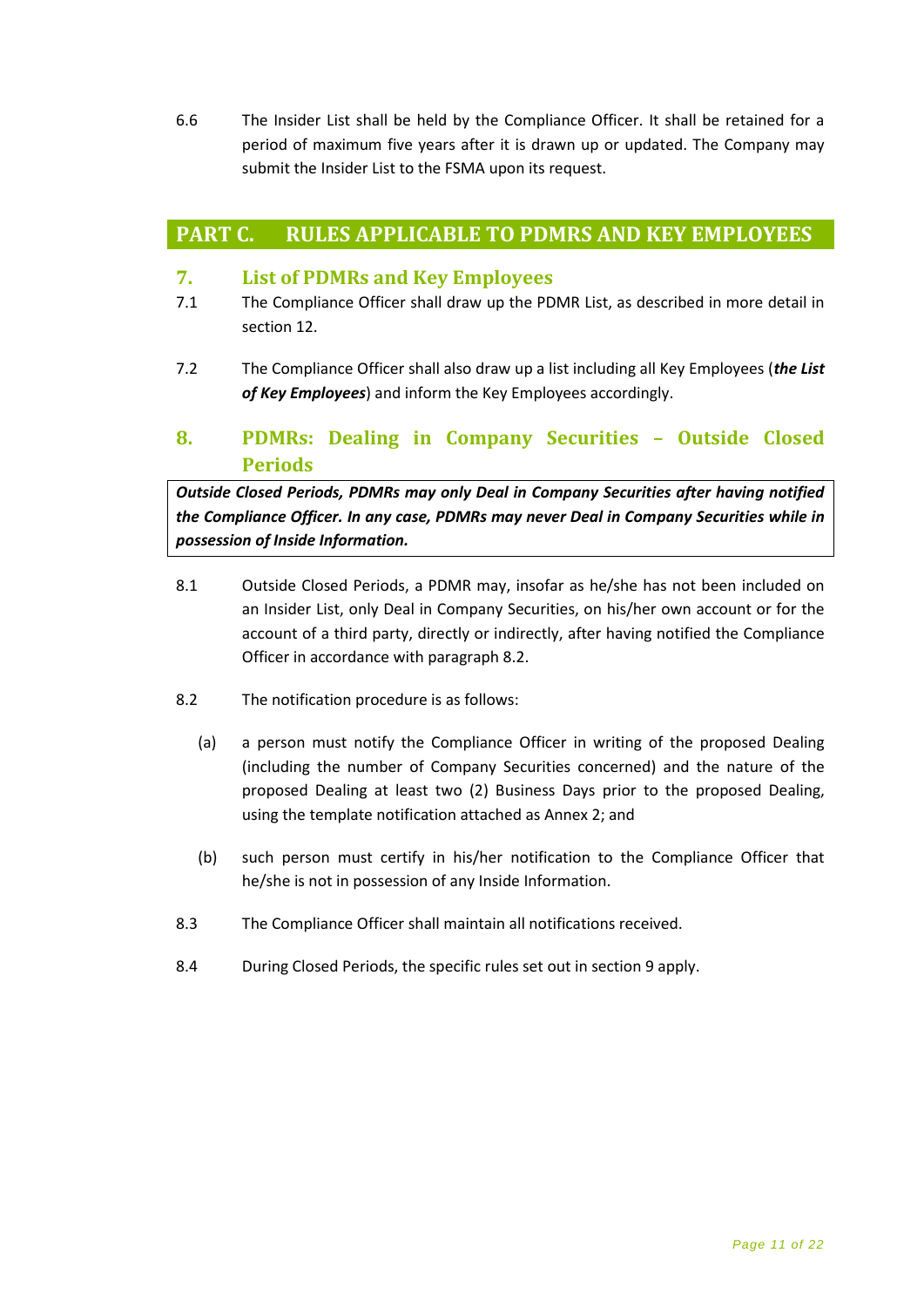6.6 The Insider List shall be held by the Compliance Officer. It shall be retained for a period of maximum five years after it is drawn up or updated. The Company may submit the Insider List to the FSMA upon its request.

# PART C. RULES APPLICABLE TO PDMRS AND KEY EMPLOYEES

## 7. List of PDMRs and Key Employees

7.1 The Compliance Officer shall draw up the PDMR List, as described in more detail in section 12.

7.2 The Compliance Officer shall also draw up a list including all Key Employees (***the List of Key Employees***) and inform the Key Employees accordingly.

## 8. PDMRs: Dealing in Company Securities – Outside Closed Periods

***Outside Closed Periods, PDMRs may only Deal in Company Securities after having notified the Compliance Officer. In any case, PDMRs may never Deal in Company Securities while in possession of Inside Information.***

8.1 Outside Closed Periods, a PDMR may, insofar as he/she has not been included on an Insider List, only Deal in Company Securities, on his/her own account or for the account of a third party, directly or indirectly, after having notified the Compliance Officer in accordance with paragraph 8.2.

8.2 The notification procedure is as follows:

(a) a person must notify the Compliance Officer in writing of the proposed Dealing (including the number of Company Securities concerned) and the nature of the proposed Dealing at least two (2) Business Days prior to the proposed Dealing, using the template notification attached as Annex 2; and

(b) such person must certify in his/her notification to the Compliance Officer that he/she is not in possession of any Inside Information.

8.3 The Compliance Officer shall maintain all notifications received.

8.4 During Closed Periods, the specific rules set out in section 9 apply.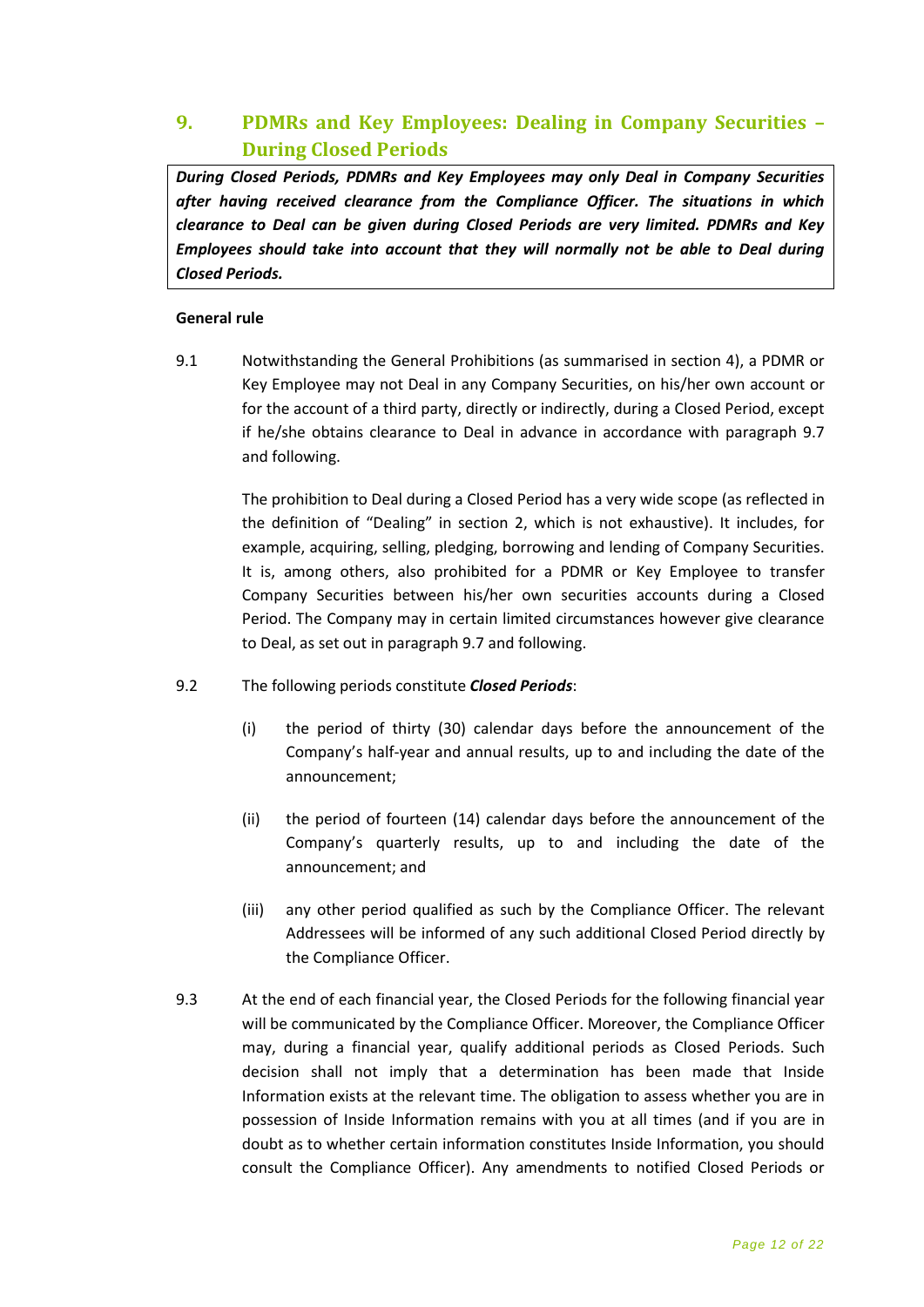## 9. PDMRs and Key Employees: Dealing in Company Securities – During Closed Periods

***During Closed Periods, PDMRs and Key Employees may only Deal in Company Securities after having received clearance from the Compliance Officer. The situations in which clearance to Deal can be given during Closed Periods are very limited. PDMRs and Key Employees should take into account that they will normally not be able to Deal during Closed Periods.***

**General rule**

9.1 Notwithstanding the General Prohibitions (as summarised in section 4), a PDMR or Key Employee may not Deal in any Company Securities, on his/her own account or for the account of a third party, directly or indirectly, during a Closed Period, except if he/she obtains clearance to Deal in advance in accordance with paragraph 9.7 and following.

The prohibition to Deal during a Closed Period has a very wide scope (as reflected in the definition of "Dealing" in section 2, which is not exhaustive). It includes, for example, acquiring, selling, pledging, borrowing and lending of Company Securities. It is, among others, also prohibited for a PDMR or Key Employee to transfer Company Securities between his/her own securities accounts during a Closed Period. The Company may in certain limited circumstances however give clearance to Deal, as set out in paragraph 9.7 and following.

9.2 The following periods constitute ***Closed Periods***:

(i) the period of thirty (30) calendar days before the announcement of the Company's half-year and annual results, up to and including the date of the announcement;

(ii) the period of fourteen (14) calendar days before the announcement of the Company's quarterly results, up to and including the date of the announcement; and

(iii) any other period qualified as such by the Compliance Officer. The relevant Addressees will be informed of any such additional Closed Period directly by the Compliance Officer.

9.3 At the end of each financial year, the Closed Periods for the following financial year will be communicated by the Compliance Officer. Moreover, the Compliance Officer may, during a financial year, qualify additional periods as Closed Periods. Such decision shall not imply that a determination has been made that Inside Information exists at the relevant time. The obligation to assess whether you are in possession of Inside Information remains with you at all times (and if you are in doubt as to whether certain information constitutes Inside Information, you should consult the Compliance Officer). Any amendments to notified Closed Periods or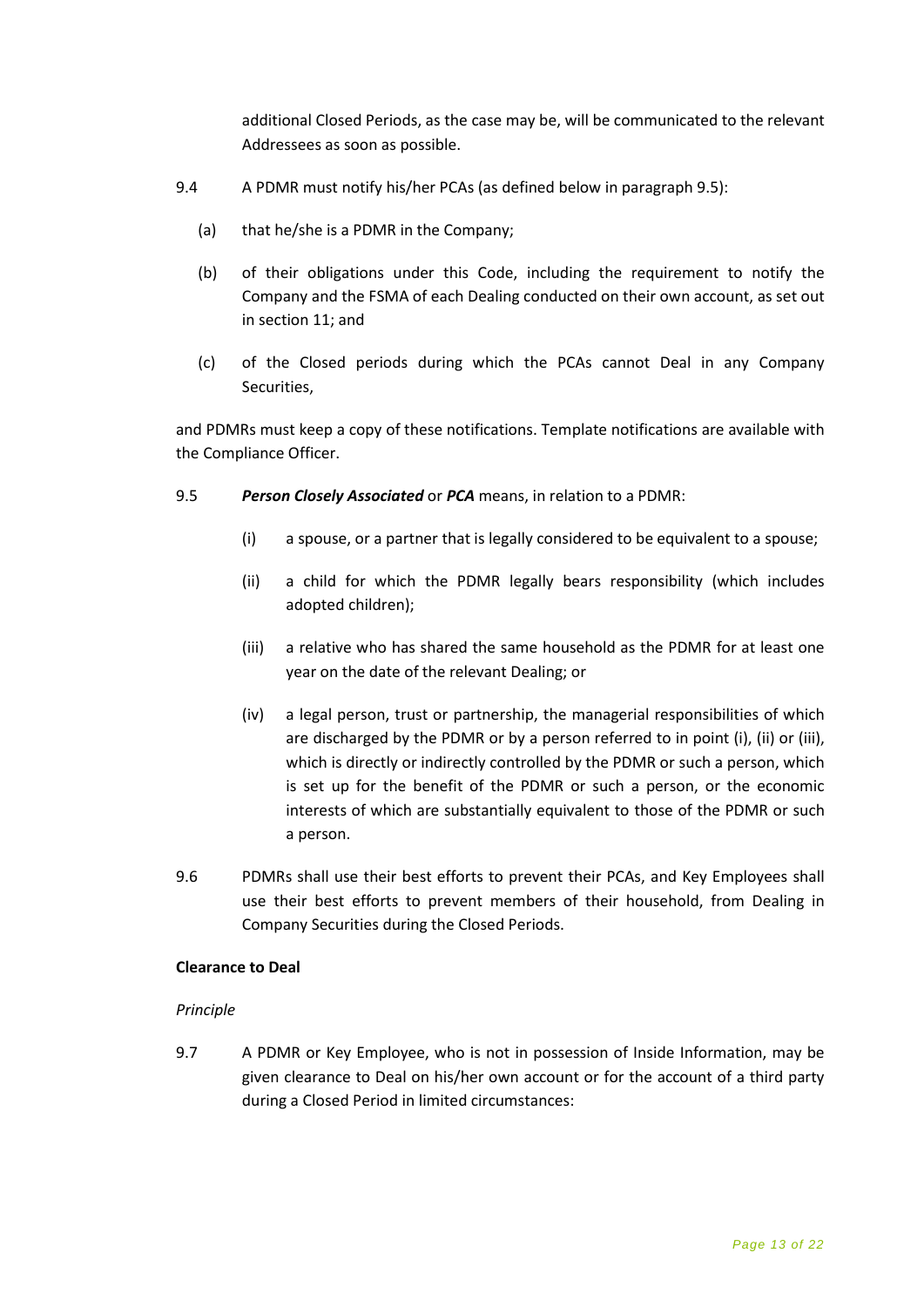additional Closed Periods, as the case may be, will be communicated to the relevant Addressees as soon as possible.

9.4 A PDMR must notify his/her PCAs (as defined below in paragraph 9.5):

(a) that he/she is a PDMR in the Company;

(b) of their obligations under this Code, including the requirement to notify the Company and the FSMA of each Dealing conducted on their own account, as set out in section 11; and

(c) of the Closed periods during which the PCAs cannot Deal in any Company Securities,

and PDMRs must keep a copy of these notifications. Template notifications are available with the Compliance Officer.

9.5 ***Person Closely Associated*** or ***PCA*** means, in relation to a PDMR:

(i) a spouse, or a partner that is legally considered to be equivalent to a spouse;

(ii) a child for which the PDMR legally bears responsibility (which includes adopted children);

(iii) a relative who has shared the same household as the PDMR for at least one year on the date of the relevant Dealing; or

(iv) a legal person, trust or partnership, the managerial responsibilities of which are discharged by the PDMR or by a person referred to in point (i), (ii) or (iii), which is directly or indirectly controlled by the PDMR or such a person, which is set up for the benefit of the PDMR or such a person, or the economic interests of which are substantially equivalent to those of the PDMR or such a person.

9.6 PDMRs shall use their best efforts to prevent their PCAs, and Key Employees shall use their best efforts to prevent members of their household, from Dealing in Company Securities during the Closed Periods.

**Clearance to Deal**

*Principle*

9.7 A PDMR or Key Employee, who is not in possession of Inside Information, may be given clearance to Deal on his/her own account or for the account of a third party during a Closed Period in limited circumstances: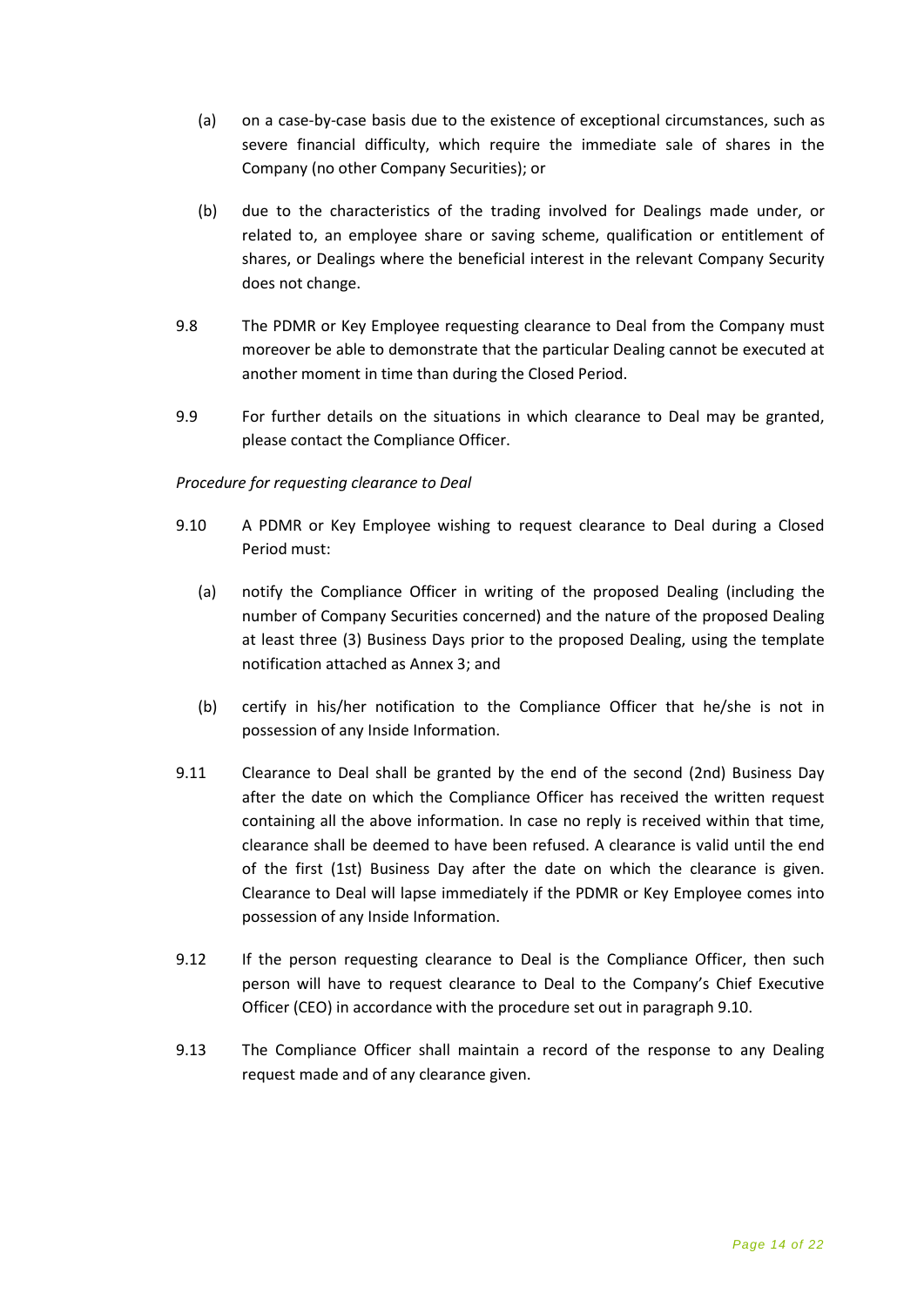(a) on a case-by-case basis due to the existence of exceptional circumstances, such as severe financial difficulty, which require the immediate sale of shares in the Company (no other Company Securities); or

(b) due to the characteristics of the trading involved for Dealings made under, or related to, an employee share or saving scheme, qualification or entitlement of shares, or Dealings where the beneficial interest in the relevant Company Security does not change.

9.8 The PDMR or Key Employee requesting clearance to Deal from the Company must moreover be able to demonstrate that the particular Dealing cannot be executed at another moment in time than during the Closed Period.

9.9 For further details on the situations in which clearance to Deal may be granted, please contact the Compliance Officer.

*Procedure for requesting clearance to Deal*

9.10 A PDMR or Key Employee wishing to request clearance to Deal during a Closed Period must:

(a) notify the Compliance Officer in writing of the proposed Dealing (including the number of Company Securities concerned) and the nature of the proposed Dealing at least three (3) Business Days prior to the proposed Dealing, using the template notification attached as Annex 3; and

(b) certify in his/her notification to the Compliance Officer that he/she is not in possession of any Inside Information.

9.11 Clearance to Deal shall be granted by the end of the second (2nd) Business Day after the date on which the Compliance Officer has received the written request containing all the above information. In case no reply is received within that time, clearance shall be deemed to have been refused. A clearance is valid until the end of the first (1st) Business Day after the date on which the clearance is given. Clearance to Deal will lapse immediately if the PDMR or Key Employee comes into possession of any Inside Information.

9.12 If the person requesting clearance to Deal is the Compliance Officer, then such person will have to request clearance to Deal to the Company's Chief Executive Officer (CEO) in accordance with the procedure set out in paragraph 9.10.

9.13 The Compliance Officer shall maintain a record of the response to any Dealing request made and of any clearance given.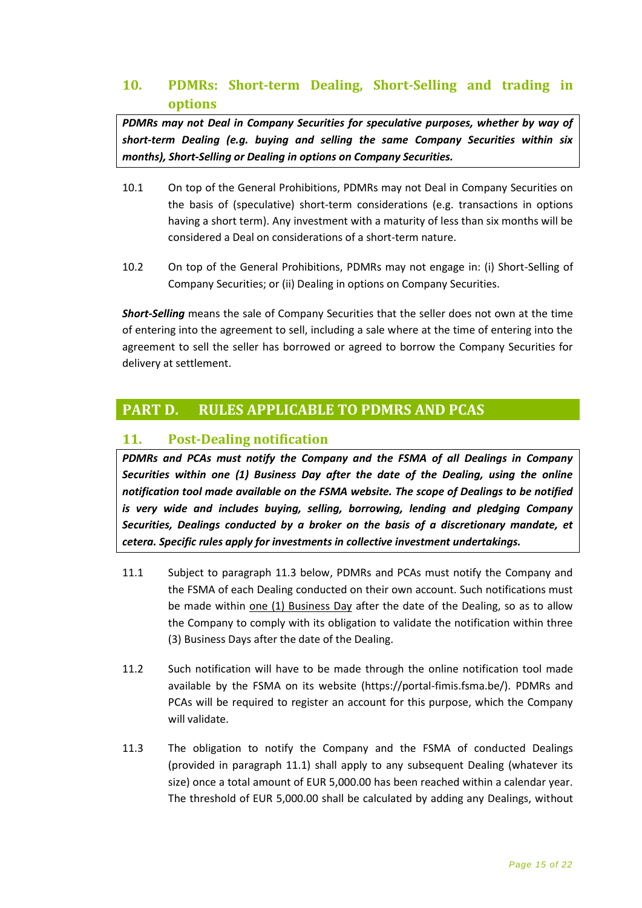## 10. PDMRs: Short-term Dealing, Short-Selling and trading in options

***PDMRs may not Deal in Company Securities for speculative purposes, whether by way of short-term Dealing (e.g. buying and selling the same Company Securities within six months), Short-Selling or Dealing in options on Company Securities.***

10.1 On top of the General Prohibitions, PDMRs may not Deal in Company Securities on the basis of (speculative) short-term considerations (e.g. transactions in options having a short term). Any investment with a maturity of less than six months will be considered a Deal on considerations of a short-term nature.

10.2 On top of the General Prohibitions, PDMRs may not engage in: (i) Short-Selling of Company Securities; or (ii) Dealing in options on Company Securities.

***Short-Selling*** means the sale of Company Securities that the seller does not own at the time of entering into the agreement to sell, including a sale where at the time of entering into the agreement to sell the seller has borrowed or agreed to borrow the Company Securities for delivery at settlement.

# PART D. RULES APPLICABLE TO PDMRS AND PCAS

## 11. Post-Dealing notification

***PDMRs and PCAs must notify the Company and the FSMA of all Dealings in Company Securities within one (1) Business Day after the date of the Dealing, using the online notification tool made available on the FSMA website. The scope of Dealings to be notified is very wide and includes buying, selling, borrowing, lending and pledging Company Securities, Dealings conducted by a broker on the basis of a discretionary mandate, et cetera. Specific rules apply for investments in collective investment undertakings.***

11.1 Subject to paragraph 11.3 below, PDMRs and PCAs must notify the Company and the FSMA of each Dealing conducted on their own account. Such notifications must be made within <u>one (1) Business Day</u> after the date of the Dealing, so as to allow the Company to comply with its obligation to validate the notification within three (3) Business Days after the date of the Dealing.

11.2 Such notification will have to be made through the online notification tool made available by the FSMA on its website (https://portal-fimis.fsma.be/). PDMRs and PCAs will be required to register an account for this purpose, which the Company will validate.

11.3 The obligation to notify the Company and the FSMA of conducted Dealings (provided in paragraph 11.1) shall apply to any subsequent Dealing (whatever its size) once a total amount of EUR 5,000.00 has been reached within a calendar year. The threshold of EUR 5,000.00 shall be calculated by adding any Dealings, without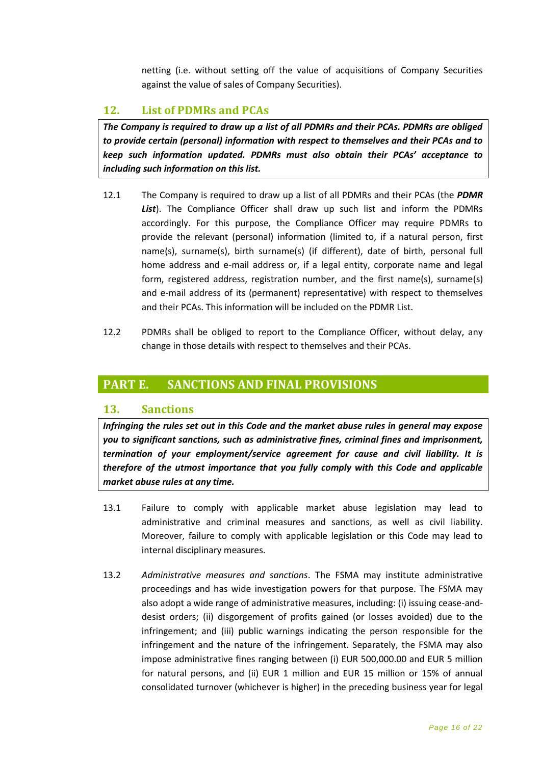netting (i.e. without setting off the value of acquisitions of Company Securities against the value of sales of Company Securities).

## 12. List of PDMRs and PCAs

***The Company is required to draw up a list of all PDMRs and their PCAs. PDMRs are obliged to provide certain (personal) information with respect to themselves and their PCAs and to keep such information updated. PDMRs must also obtain their PCAs' acceptance to including such information on this list.***

12.1 The Company is required to draw up a list of all PDMRs and their PCAs (the ***PDMR List***). The Compliance Officer shall draw up such list and inform the PDMRs accordingly. For this purpose, the Compliance Officer may require PDMRs to provide the relevant (personal) information (limited to, if a natural person, first name(s), surname(s), birth surname(s) (if different), date of birth, personal full home address and e-mail address or, if a legal entity, corporate name and legal form, registered address, registration number, and the first name(s), surname(s) and e-mail address of its (permanent) representative) with respect to themselves and their PCAs. This information will be included on the PDMR List.

12.2 PDMRs shall be obliged to report to the Compliance Officer, without delay, any change in those details with respect to themselves and their PCAs.

# PART E. SANCTIONS AND FINAL PROVISIONS

## 13. Sanctions

***Infringing the rules set out in this Code and the market abuse rules in general may expose you to significant sanctions, such as administrative fines, criminal fines and imprisonment, termination of your employment/service agreement for cause and civil liability. It is therefore of the utmost importance that you fully comply with this Code and applicable market abuse rules at any time.***

13.1 Failure to comply with applicable market abuse legislation may lead to administrative and criminal measures and sanctions, as well as civil liability. Moreover, failure to comply with applicable legislation or this Code may lead to internal disciplinary measures.

13.2 *Administrative measures and sanctions*. The FSMA may institute administrative proceedings and has wide investigation powers for that purpose. The FSMA may also adopt a wide range of administrative measures, including: (i) issuing cease-and-desist orders; (ii) disgorgement of profits gained (or losses avoided) due to the infringement; and (iii) public warnings indicating the person responsible for the infringement and the nature of the infringement. Separately, the FSMA may also impose administrative fines ranging between (i) EUR 500,000.00 and EUR 5 million for natural persons, and (ii) EUR 1 million and EUR 15 million or 15% of annual consolidated turnover (whichever is higher) in the preceding business year for legal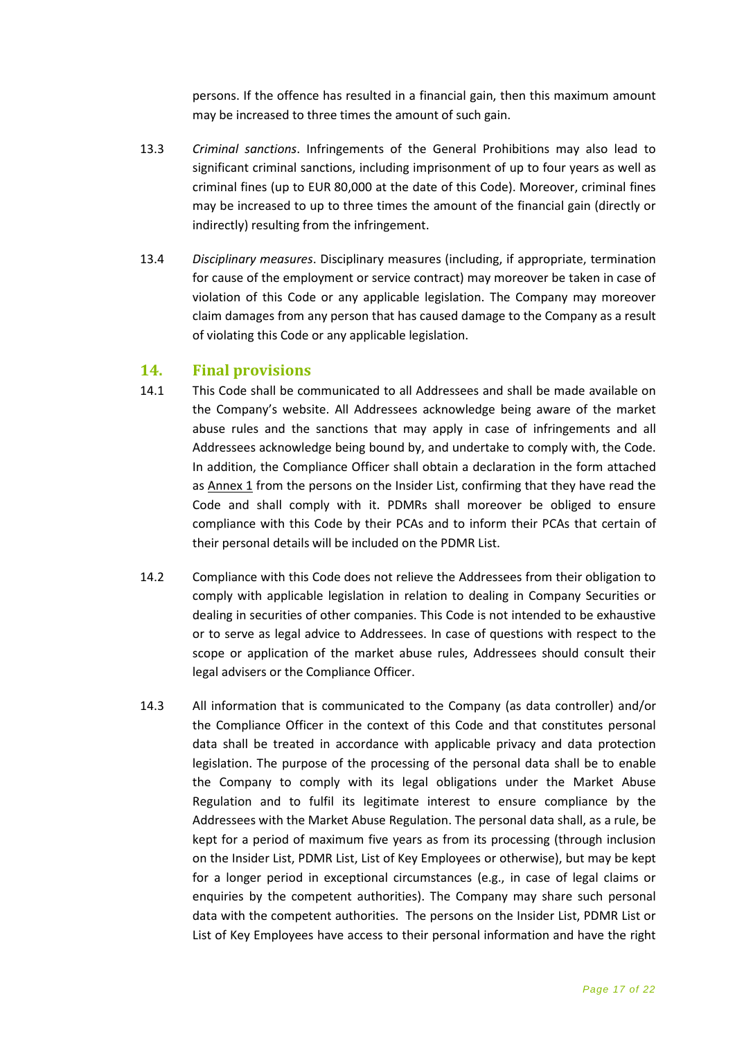persons. If the offence has resulted in a financial gain, then this maximum amount may be increased to three times the amount of such gain.

13.3 *Criminal sanctions*. Infringements of the General Prohibitions may also lead to significant criminal sanctions, including imprisonment of up to four years as well as criminal fines (up to EUR 80,000 at the date of this Code). Moreover, criminal fines may be increased to up to three times the amount of the financial gain (directly or indirectly) resulting from the infringement.

13.4 *Disciplinary measures*. Disciplinary measures (including, if appropriate, termination for cause of the employment or service contract) may moreover be taken in case of violation of this Code or any applicable legislation. The Company may moreover claim damages from any person that has caused damage to the Company as a result of violating this Code or any applicable legislation.

## 14. Final provisions

14.1 This Code shall be communicated to all Addressees and shall be made available on the Company's website. All Addressees acknowledge being aware of the market abuse rules and the sanctions that may apply in case of infringements and all Addressees acknowledge being bound by, and undertake to comply with, the Code. In addition, the Compliance Officer shall obtain a declaration in the form attached as Annex 1 from the persons on the Insider List, confirming that they have read the Code and shall comply with it. PDMRs shall moreover be obliged to ensure compliance with this Code by their PCAs and to inform their PCAs that certain of their personal details will be included on the PDMR List.

14.2 Compliance with this Code does not relieve the Addressees from their obligation to comply with applicable legislation in relation to dealing in Company Securities or dealing in securities of other companies. This Code is not intended to be exhaustive or to serve as legal advice to Addressees. In case of questions with respect to the scope or application of the market abuse rules, Addressees should consult their legal advisers or the Compliance Officer.

14.3 All information that is communicated to the Company (as data controller) and/or the Compliance Officer in the context of this Code and that constitutes personal data shall be treated in accordance with applicable privacy and data protection legislation. The purpose of the processing of the personal data shall be to enable the Company to comply with its legal obligations under the Market Abuse Regulation and to fulfil its legitimate interest to ensure compliance by the Addressees with the Market Abuse Regulation. The personal data shall, as a rule, be kept for a period of maximum five years as from its processing (through inclusion on the Insider List, PDMR List, List of Key Employees or otherwise), but may be kept for a longer period in exceptional circumstances (e.g., in case of legal claims or enquiries by the competent authorities). The Company may share such personal data with the competent authorities. The persons on the Insider List, PDMR List or List of Key Employees have access to their personal information and have the right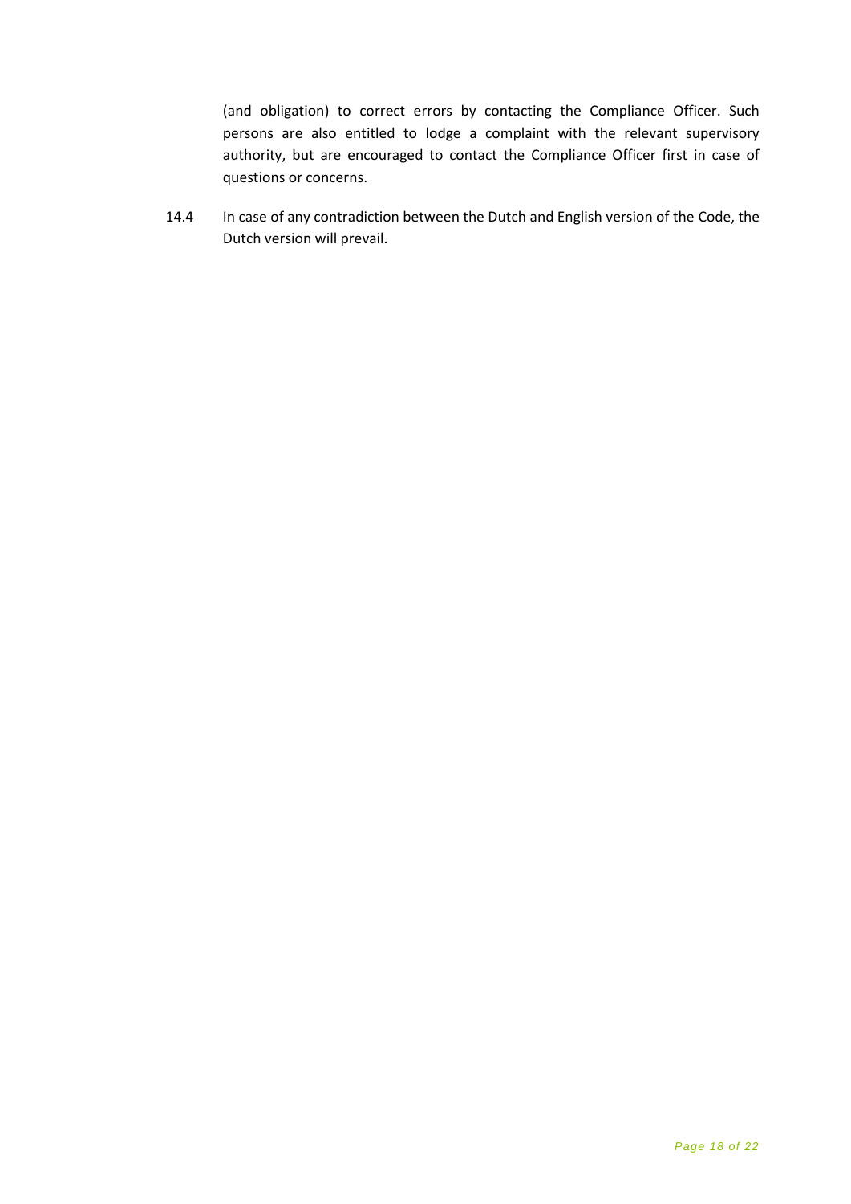(and obligation) to correct errors by contacting the Compliance Officer. Such persons are also entitled to lodge a complaint with the relevant supervisory authority, but are encouraged to contact the Compliance Officer first in case of questions or concerns.

14.4 In case of any contradiction between the Dutch and English version of the Code, the Dutch version will prevail.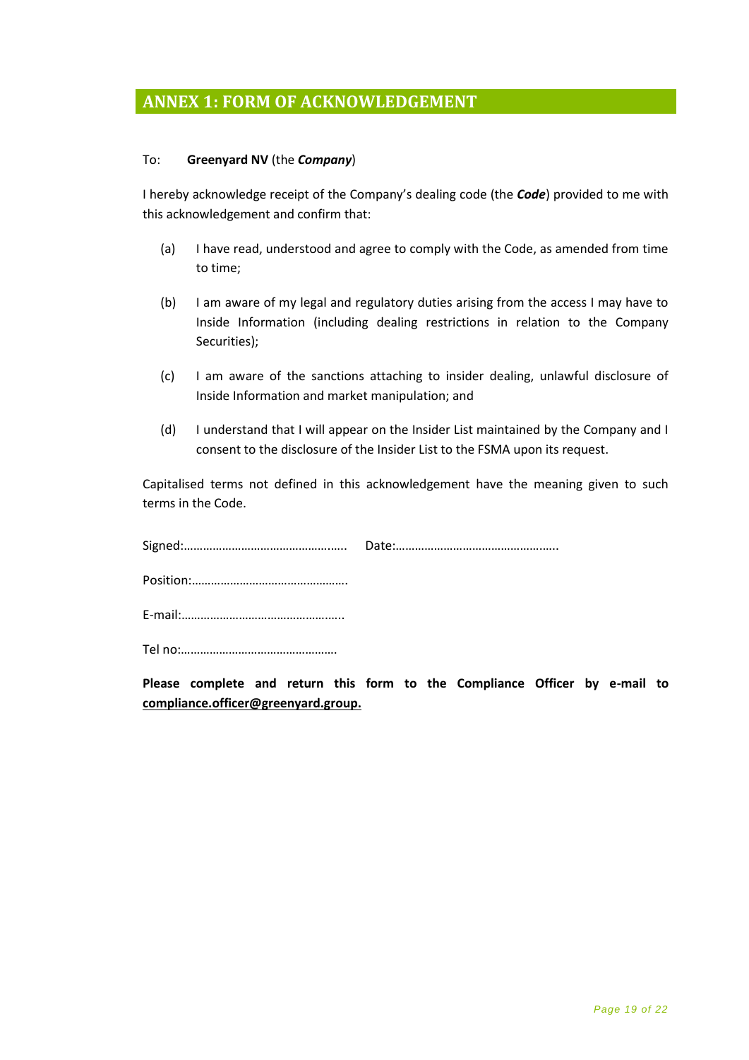# ANNEX 1: FORM OF ACKNOWLEDGEMENT

To: **Greenyard NV** (the ***Company***)

I hereby acknowledge receipt of the Company's dealing code (the ***Code***) provided to me with this acknowledgement and confirm that:

(a) I have read, understood and agree to comply with the Code, as amended from time to time;

(b) I am aware of my legal and regulatory duties arising from the access I may have to Inside Information (including dealing restrictions in relation to the Company Securities);

(c) I am aware of the sanctions attaching to insider dealing, unlawful disclosure of Inside Information and market manipulation; and

(d) I understand that I will appear on the Insider List maintained by the Company and I consent to the disclosure of the Insider List to the FSMA upon its request.

Capitalised terms not defined in this acknowledgement have the meaning given to such terms in the Code.

Signed:…………………………………………..  Date:…………………………………………..

Position:………………………………………….

E-mail:…………………………………………..

Tel no:………………………………………….

**Please complete and return this form to the Compliance Officer by e-mail to <u>compliance.officer@greenyard.group.</u>**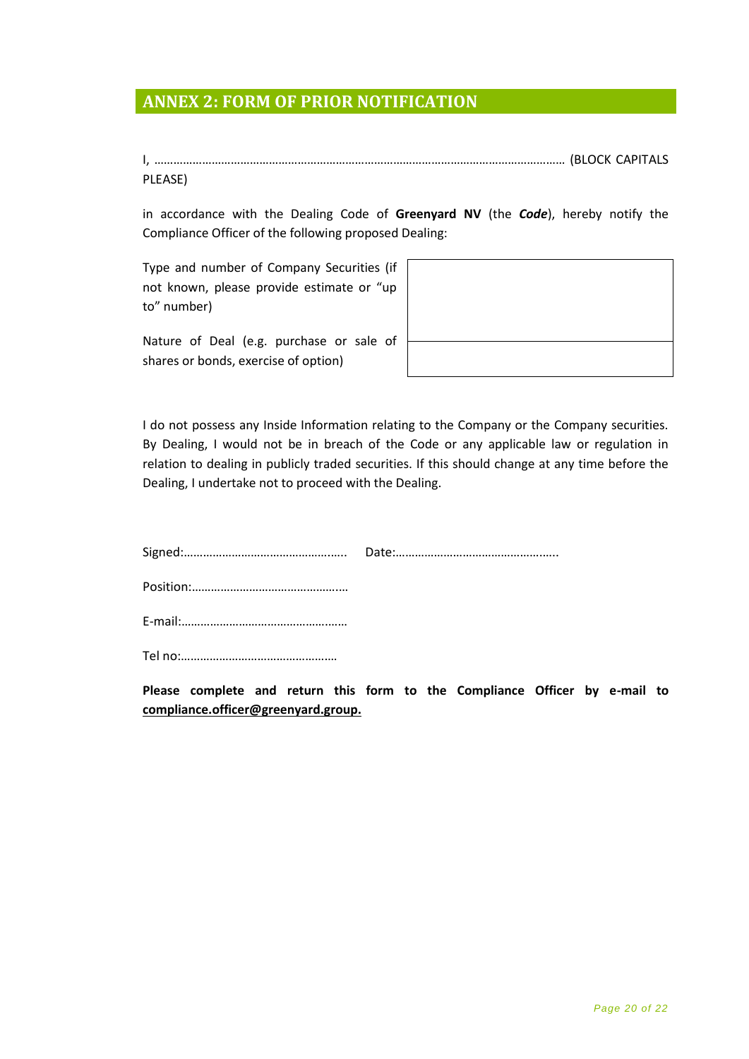## ANNEX 2: FORM OF PRIOR NOTIFICATION

I, ……………………………………………………………………………………………………………………… (BLOCK CAPITALS PLEASE)

in accordance with the Dealing Code of **Greenyard NV** (the ***Code***), hereby notify the Compliance Officer of the following proposed Dealing:

| | |
|---|---|
| Type and number of Company Securities (if not known, please provide estimate or "up to" number) | |
| Nature of Deal (e.g. purchase or sale of shares or bonds, exercise of option) | |

I do not possess any Inside Information relating to the Company or the Company securities. By Dealing, I would not be in breach of the Code or any applicable law or regulation in relation to dealing in publicly traded securities. If this should change at any time before the Dealing, I undertake not to proceed with the Dealing.

Signed:………………………………………….. Date:…………………………………………..

Position:…………………………………………

E-mail:……………………………………………

Tel no:…………………………………………

**Please complete and return this form to the Compliance Officer by e-mail to compliance.officer@greenyard.group.**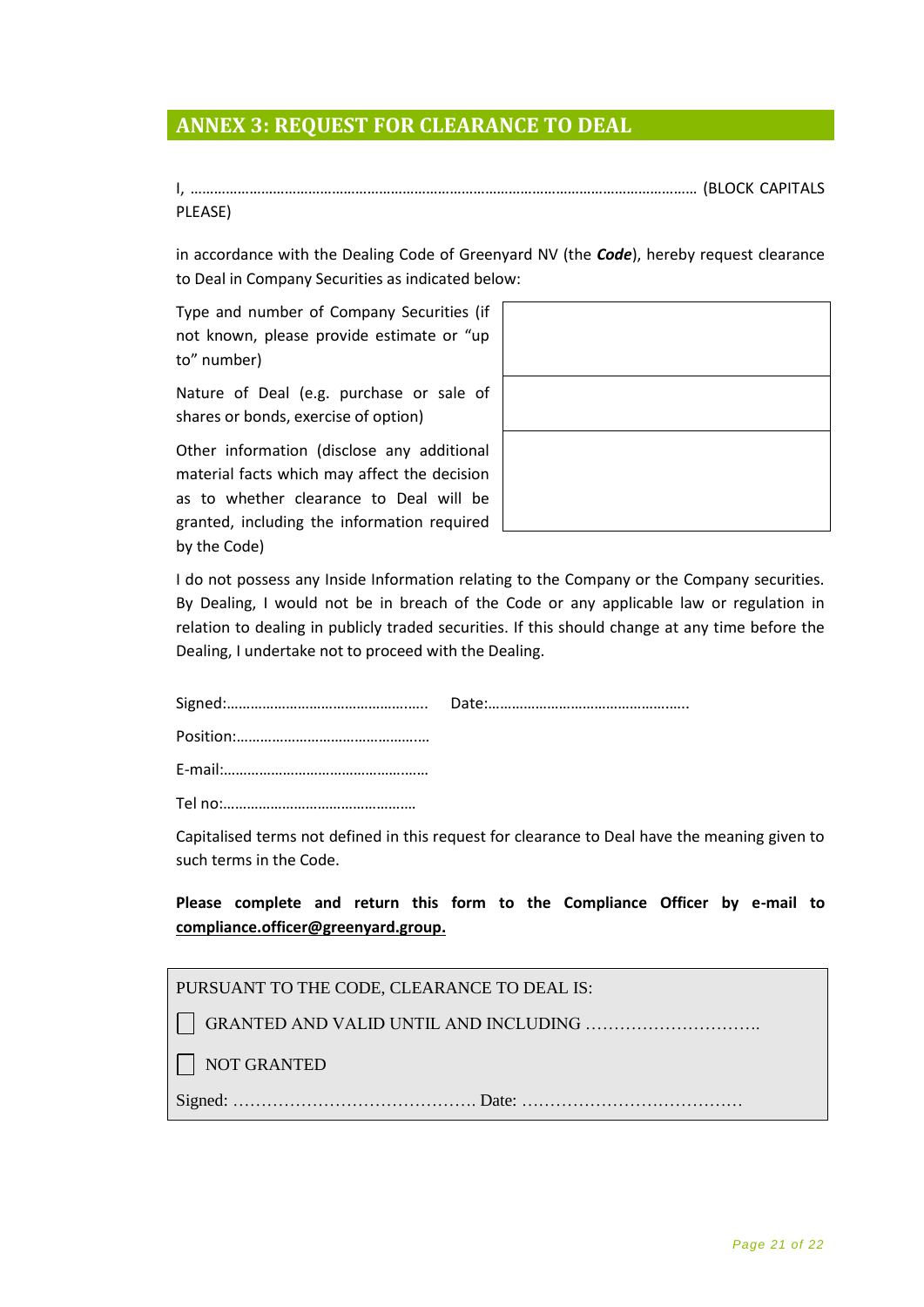## ANNEX 3: REQUEST FOR CLEARANCE TO DEAL

I, ……………………………………………………………………………………………………………………… (BLOCK CAPITALS PLEASE)

in accordance with the Dealing Code of Greenyard NV (the ***Code***), hereby request clearance to Deal in Company Securities as indicated below:

| | |
|---|---|
| Type and number of Company Securities (if not known, please provide estimate or "up to" number) | |
| Nature of Deal (e.g. purchase or sale of shares or bonds, exercise of option) | |
| Other information (disclose any additional material facts which may affect the decision as to whether clearance to Deal will be granted, including the information required by the Code) | |

I do not possess any Inside Information relating to the Company or the Company securities. By Dealing, I would not be in breach of the Code or any applicable law or regulation in relation to dealing in publicly traded securities. If this should change at any time before the Dealing, I undertake not to proceed with the Dealing.

Signed:…………………………………………….   Date:…………………………………………..

Position:……………………………………….…

E-mail:……………………………………………

Tel no:…………………………………………

Capitalised terms not defined in this request for clearance to Deal have the meaning given to such terms in the Code.

**Please complete and return this form to the Compliance Officer by e-mail to compliance.officer@greenyard.group.**

PURSUANT TO THE CODE, CLEARANCE TO DEAL IS:

☐ GRANTED AND VALID UNTIL AND INCLUDING ………………………….

☐ NOT GRANTED

Signed: …………………………………… Date: …………………………………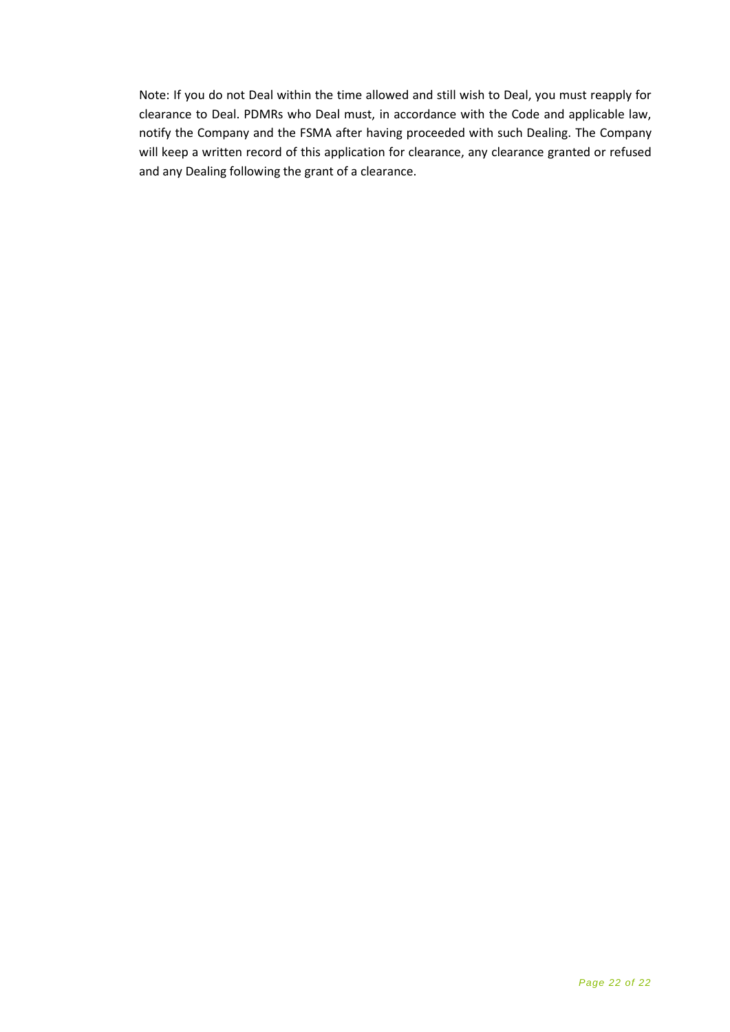Note: If you do not Deal within the time allowed and still wish to Deal, you must reapply for clearance to Deal. PDMRs who Deal must, in accordance with the Code and applicable law, notify the Company and the FSMA after having proceeded with such Dealing. The Company will keep a written record of this application for clearance, any clearance granted or refused and any Dealing following the grant of a clearance.